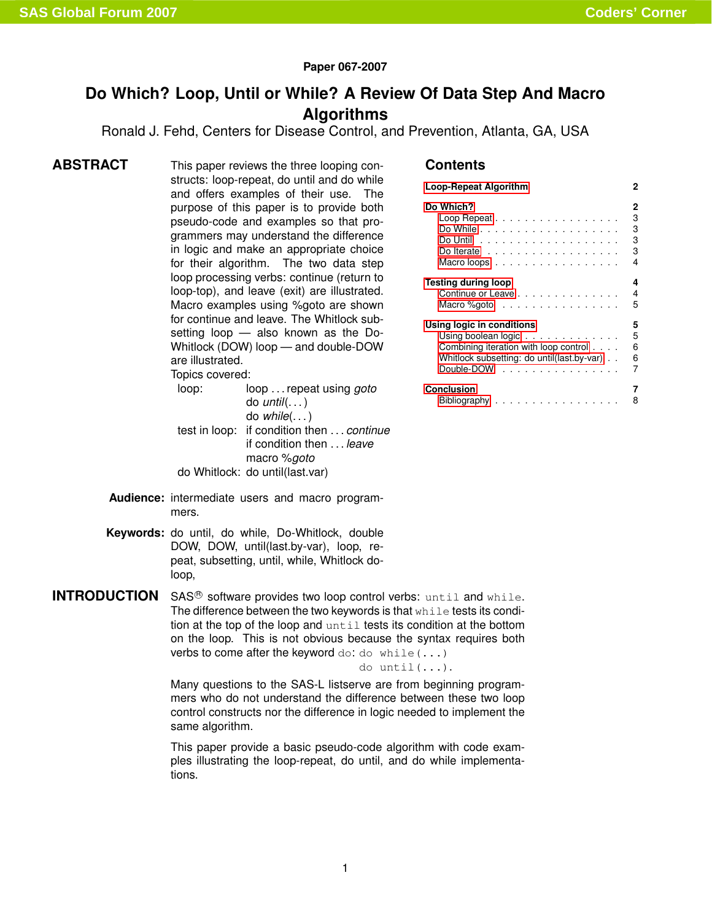Paper 067-2007

# Do Which? Loop, Until or While? A Review Of Data Step And Macro Algorithms

Ronald J. Fehd, Centers for Disease Control, and Prevention, Atlanta, GA, USA

## ABSTRACT

This paper reviews the three looping constructs: loop-repeat, do until and do while and offers examples of their use. The purpose of this paper is to provide both pseudo-code and examples so that programmers may understand the difference in logic and make an appropriate choice for their algorithm. The two data step loop processing verbs: continue (return to loop-top), and leave (exit) are illustrated. Macro examples using %goto are shown for continue and leave. The Whitlock subsetting loop — also known as the Do-Whitlock (DOW) loop — and double-DOW are illustrated.

Topics covered:

| | |
|---|---|
| loop: | loop . . . repeat using *goto* |
| | do *until*(. . . ) |
| | do *while*(. . . ) |
| test in loop: | if condition then . . . *continue* |
| | if condition then . . . *leave* |
| | macro %*goto* |
| do Whitlock: | do until(last.var) |

**Audience:** intermediate users and macro programmers.

**Keywords:** do until, do while, Do-Whitlock, double DOW, DOW, until(last.by-var), loop, repeat, subsetting, until, while, Whitlock do-loop,

## Contents

- Loop-Repeat Algorithm ... 2
- Do Which? ... 2
  - Loop Repeat ... 3
  - Do While ... 3
  - Do Until ... 3
  - Do Iterate ... 3
  - Macro loops ... 4
- Testing during loop ... 4
  - Continue or Leave ... 4
  - Macro %goto ... 5
- Using logic in conditions ... 5
  - Using boolean logic ... 5
  - Combining iteration with loop control ... 6
  - Whitlock subsetting: do until(last.by-var) ... 6
  - Double-DOW ... 7
- Conclusion ... 7
  - Bibliography ... 8

## INTRODUCTION

SAS® software provides two loop control verbs: `until` and `while`. The difference between the two keywords is that `while` tests its condition at the top of the loop and `until` tests its condition at the bottom on the loop. This is not obvious because the syntax requires both verbs to come after the keyword `do`:

```
do while(...)
do until(...).
```

Many questions to the SAS-L listserve are from beginning programmers who do not understand the difference between these two loop control constructs nor the difference in logic needed to implement the same algorithm.

This paper provide a basic pseudo-code algorithm with code examples illustrating the loop-repeat, do until, and do while implementations.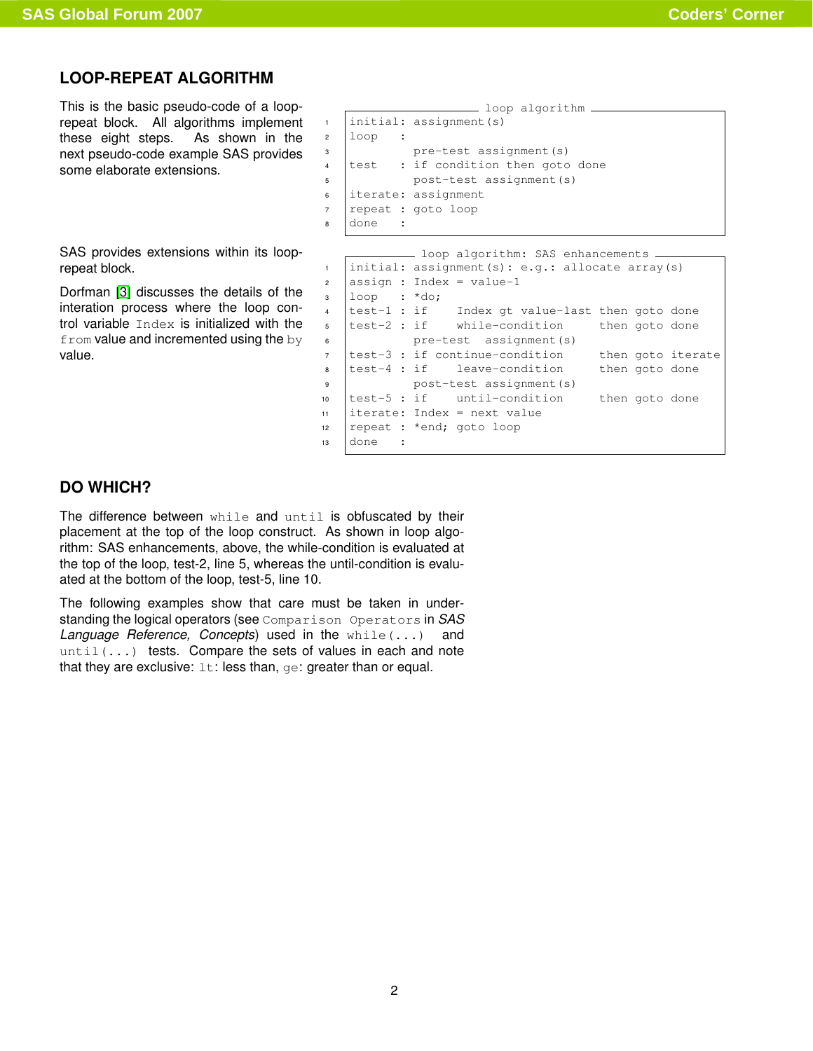## LOOP-REPEAT ALGORITHM

This is the basic pseudo-code of a loop-repeat block. All algorithms implement these eight steps. As shown in the next pseudo-code example SAS provides some elaborate extensions.

```
loop algorithm
initial: assignment(s)
loop   :
         pre-test assignment(s)
test   : if condition then goto done
         post-test assignment(s)
iterate: assignment
repeat : goto loop
done   :
```

SAS provides extensions within its loop-repeat block.

Dorfman [3] discusses the details of the interation process where the loop control variable `Index` is initialized with the `from` value and incremented using the `by` value.

```
loop algorithm: SAS enhancements
initial: assignment(s): e.g.: allocate array(s)
assign : Index = value-1
loop   : *do;
test-1 : if    Index gt value-last then goto done
test-2 : if    while-condition     then goto done
         pre-test  assignment(s)
test-3 : if continue-condition     then goto iterate
test-4 : if    leave-condition     then goto done
         post-test assignment(s)
test-5 : if    until-condition     then goto done
iterate: Index = next value
repeat : *end; goto loop
done   :
```

## DO WHICH?

The difference between `while` and `until` is obfuscated by their placement at the top of the loop construct. As shown in loop algorithm: SAS enhancements, above, the while-condition is evaluated at the top of the loop, test-2, line 5, whereas the until-condition is evaluated at the bottom of the loop, test-5, line 10.

The following examples show that care must be taken in understanding the logical operators (see `Comparison Operators` in *SAS Language Reference, Concepts*) used in the `while(...)` and `until(...)` tests. Compare the sets of values in each and note that they are exclusive: `lt`: less than, `ge`: greater than or equal.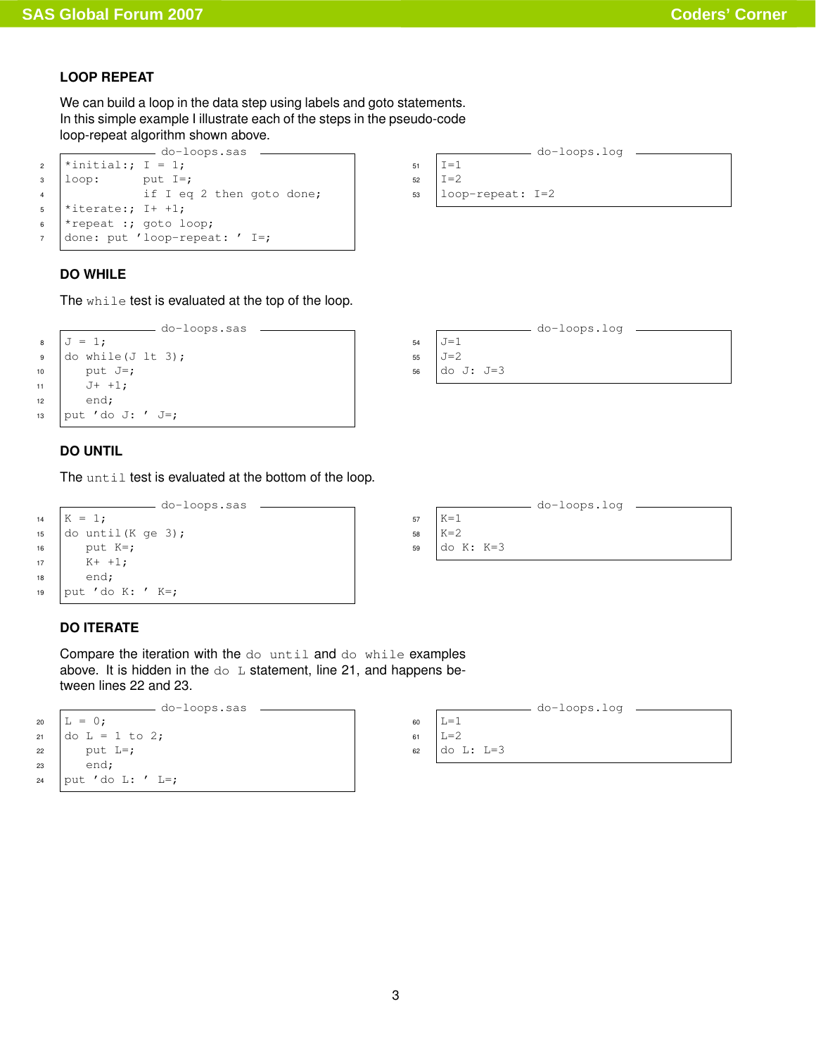### LOOP REPEAT

We can build a loop in the data step using labels and goto statements. In this simple example I illustrate each of the steps in the pseudo-code loop-repeat algorithm shown above.

```
do-loops.sas
2  *initial:; I = 1;
3  loop:      put I=;
4             if I eq 2 then goto done;
5  *iterate:; I+ +1;
6  *repeat :; goto loop;
7  done: put 'loop-repeat: ' I=;
```

```
do-loops.log
51  I=1
52  I=2
53  loop-repeat: I=2
```

### DO WHILE

The `while` test is evaluated at the top of the loop.

```
do-loops.sas
8   J = 1;
9   do while(J lt 3);
10     put J=;
11     J+ +1;
12     end;
13  put 'do J: ' J=;
```

```
do-loops.log
54  J=1
55  J=2
56  do J: J=3
```

### DO UNTIL

The `until` test is evaluated at the bottom of the loop.

```
do-loops.sas
14  K = 1;
15  do until(K ge 3);
16     put K=;
17     K+ +1;
18     end;
19  put 'do K: ' K=;
```

```
do-loops.log
57  K=1
58  K=2
59  do K: K=3
```

### DO ITERATE

Compare the iteration with the `do until` and `do while` examples above. It is hidden in the `do L` statement, line 21, and happens between lines 22 and 23.

```
do-loops.sas
20  L = 0;
21  do L = 1 to 2;
22     put L=;
23     end;
24  put 'do L: ' L=;
```

```
do-loops.log
60  L=1
61  L=2
62  do L: L=3
```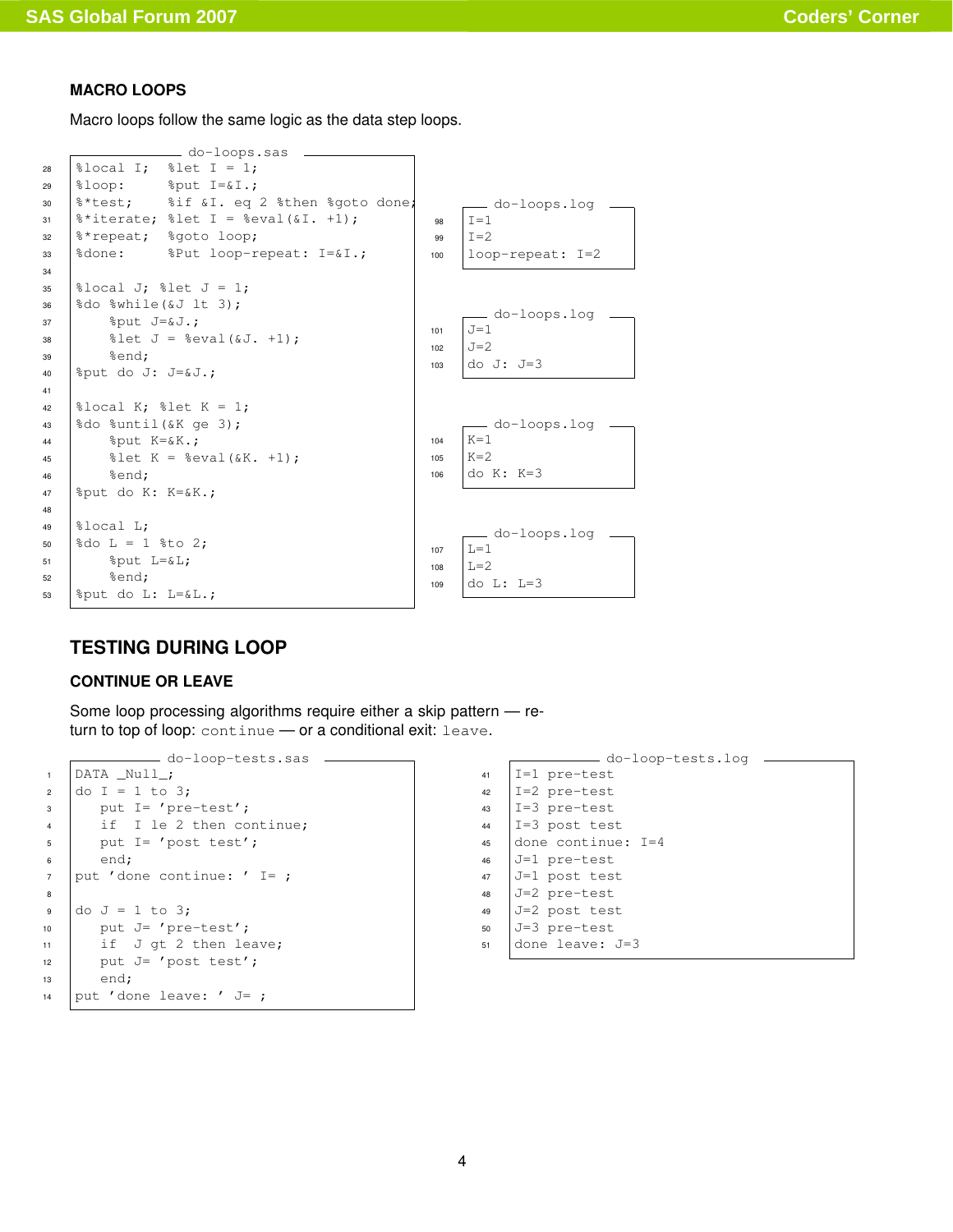### MACRO LOOPS

Macro loops follow the same logic as the data step loops.

do-loops.sas

```
28  %local I;  %let I = 1;
29  %loop:     %put I=&I.;
30  %*test;    %if &I. eq 2 %then %goto done;
31  %*iterate; %let I = %eval(&I. +1);
32  %*repeat;  %goto loop;
33  %done:     %Put loop-repeat: I=&I.;
34
35  %local J; %let J = 1;
36  %do %while(&J lt 3);
37      %put J=&J.;
38      %let J = %eval(&J. +1);
39      %end;
40  %put do J: J=&J.;
41
42  %local K; %let K = 1;
43  %do %until(&K ge 3);
44      %put K=&K.;
45      %let K = %eval(&K. +1);
46      %end;
47  %put do K: K=&K.;
48
49  %local L;
50  %do L = 1 %to 2;
51      %put L=&L;
52      %end;
53  %put do L: L=&L.;
```

do-loops.log

```
98  I=1
99  I=2
100 loop-repeat: I=2
```

do-loops.log

```
101 J=1
102 J=2
103 do J: J=3
```

do-loops.log

```
104 K=1
105 K=2
106 do K: K=3
```

do-loops.log

```
107 L=1
108 L=2
109 do L: L=3
```

## TESTING DURING LOOP

### CONTINUE OR LEAVE

Some loop processing algorithms require either a skip pattern — return to top of loop: `continue` — or a conditional exit: `leave`.

do-loop-tests.sas

```
1   DATA _Null_;
2   do I = 1 to 3;
3      put I= 'pre-test';
4      if  I le 2 then continue;
5      put I= 'post test';
6      end;
7   put 'done continue: ' I= ;
8
9   do J = 1 to 3;
10     put J= 'pre-test';
11     if  J gt 2 then leave;
12     put J= 'post test';
13     end;
14  put 'done leave: ' J= ;
```

do-loop-tests.log

```
41  I=1 pre-test
42  I=2 pre-test
43  I=3 pre-test
44  I=3 post test
45  done continue: I=4
46  J=1 pre-test
47  J=1 post test
48  J=2 pre-test
49  J=2 post test
50  J=3 pre-test
51  done leave: J=3
```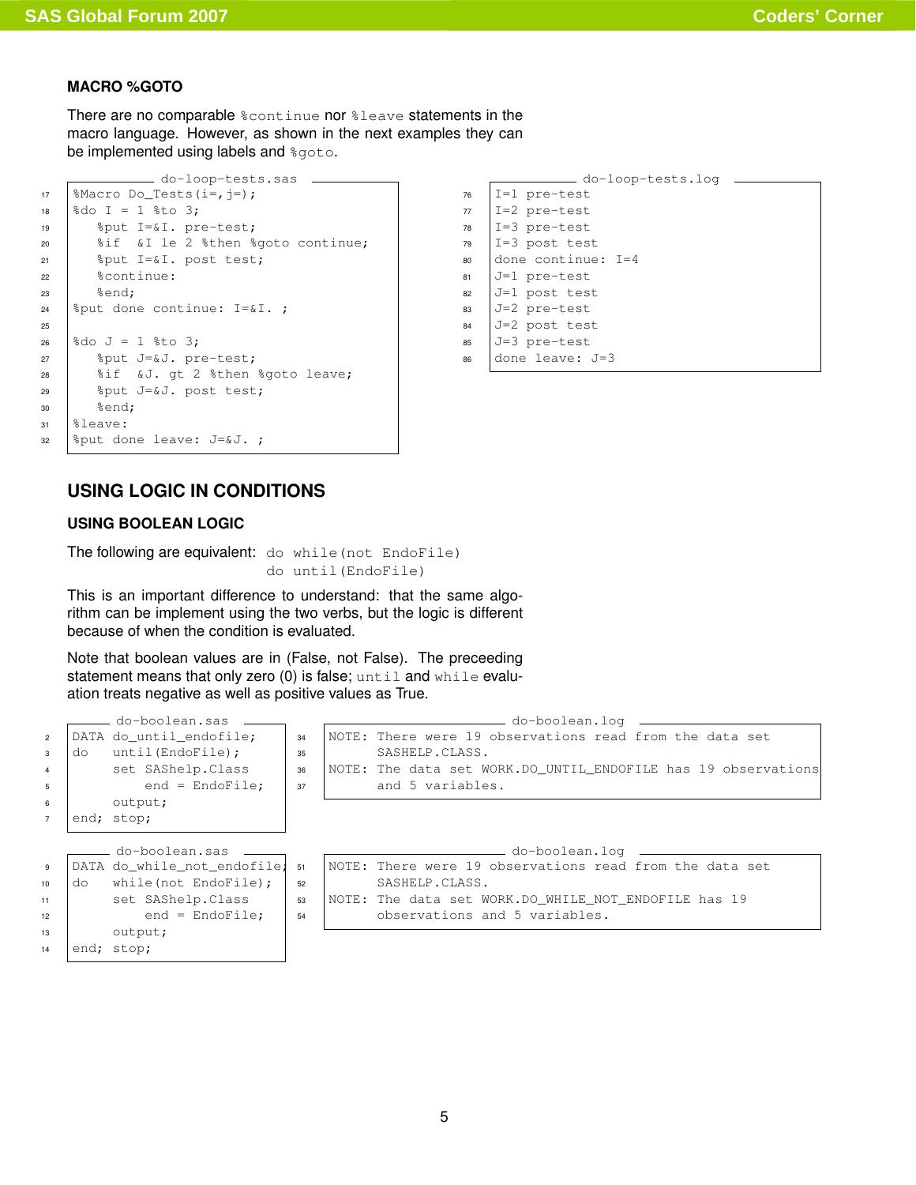### MACRO %GOTO

There are no comparable `%continue` nor `%leave` statements in the macro language. However, as shown in the next examples they can be implemented using labels and `%goto`.

do-loop-tests.sas

```
%Macro Do_Tests(i=,j=);
%do I = 1 %to 3;
   %put I=&I. pre-test;
   %if  &I le 2 %then %goto continue;
   %put I=&I. post test;
   %continue:
   %end;
%put done continue: I=&I. ;

%do J = 1 %to 3;
   %put J=&J. pre-test;
   %if  &J. gt 2 %then %goto leave;
   %put J=&J. post test;
   %end;
%leave:
%put done leave: J=&J. ;
```

do-loop-tests.log

```
I=1 pre-test
I=2 pre-test
I=3 pre-test
I=3 post test
done continue: I=4
J=1 pre-test
J=1 post test
J=2 pre-test
J=2 post test
J=3 pre-test
done leave: J=3
```

## USING LOGIC IN CONDITIONS

### USING BOOLEAN LOGIC

The following are equivalent: `do while(not EndoFile)`
`do until(EndoFile)`

This is an important difference to understand: that the same algorithm can be implement using the two verbs, but the logic is different because of when the condition is evaluated.

Note that boolean values are in (False, not False). The preceeding statement means that only zero (0) is false; `until` and `while` evaluation treats negative as well as positive values as True.

do-boolean.sas

```
DATA do_until_endofile;
do   until(EndoFile);
     set SAShelp.Class
         end = EndoFile;
     output;
end; stop;
```

do-boolean.log

```
NOTE: There were 19 observations read from the data set
      SASHELP.CLASS.
NOTE: The data set WORK.DO_UNTIL_ENDOFILE has 19 observations
      and 5 variables.
```

do-boolean.sas

```
DATA do_while_not_endofile;
do   while(not EndoFile);
     set SAShelp.Class
         end = EndoFile;
     output;
end; stop;
```

do-boolean.log

```
NOTE: There were 19 observations read from the data set
      SASHELP.CLASS.
NOTE: The data set WORK.DO_WHILE_NOT_ENDOFILE has 19
      observations and 5 variables.
```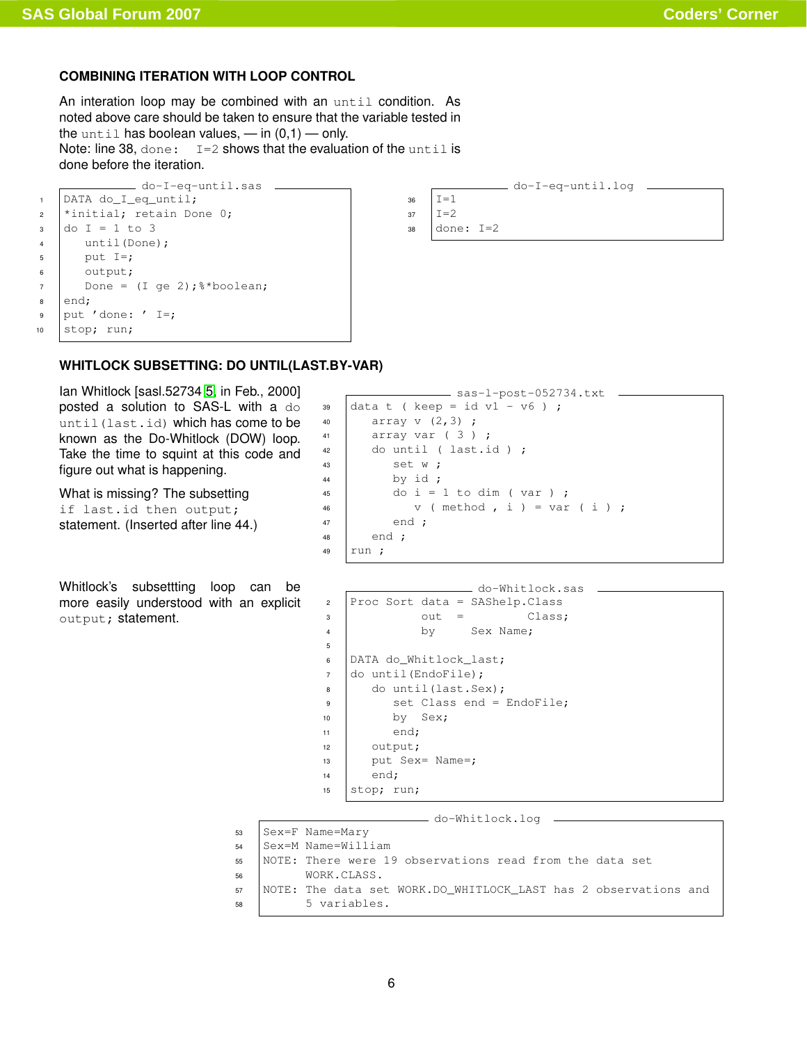### COMBINING ITERATION WITH LOOP CONTROL

An interation loop may be combined with an `until` condition. As noted above care should be taken to ensure that the variable tested in the `until` has boolean values, — in (0,1) — only.
Note: line 38, `done: I=2` shows that the evaluation of the `until` is done before the iteration.

do-I-eq-until.sas

```
DATA do_I_eq_until;
*initial; retain Done 0;
do I = 1 to 3
   until(Done);
   put I=;
   output;
   Done = (I ge 2);%*boolean;
end;
put 'done: ' I=;
stop; run;
```

do-I-eq-until.log

```
I=1
I=2
done: I=2
```

### WHITLOCK SUBSETTING: DO UNTIL(LAST.BY-VAR)

Ian Whitlock [sasl.52734 [5], in Feb., 2000] posted a solution to SAS-L with a `do until(last.id)` which has come to be known as the Do-Whitlock (DOW) loop. Take the time to squint at this code and figure out what is happening.

What is missing? The subsetting `if last.id then output;` statement. (Inserted after line 44.)

sas-l-post-052734.txt

```
data t ( keep = id v1 - v6 ) ;
   array v (2,3) ;
   array var ( 3 ) ;
   do until ( last.id ) ;
      set w ;
      by id ;
      do i = 1 to dim ( var ) ;
         v ( method , i ) = var ( i ) ;
      end ;
   end ;
run ;
```

Whitlock's subsettting loop can be more easily understood with an explicit `output;` statement.

do-Whitlock.sas

```
Proc Sort data = SAShelp.Class
          out  =         Class;
          by      Sex Name;

DATA do_Whitlock_last;
do until(EndoFile);
   do until(last.Sex);
      set Class end = EndoFile;
      by  Sex;
      end;
   output;
   put Sex= Name=;
   end;
stop; run;
```

do-Whitlock.log

```
Sex=F Name=Mary
Sex=M Name=William
NOTE: There were 19 observations read from the data set
      WORK.CLASS.
NOTE: The data set WORK.DO_WHITLOCK_LAST has 2 observations and
      5 variables.
```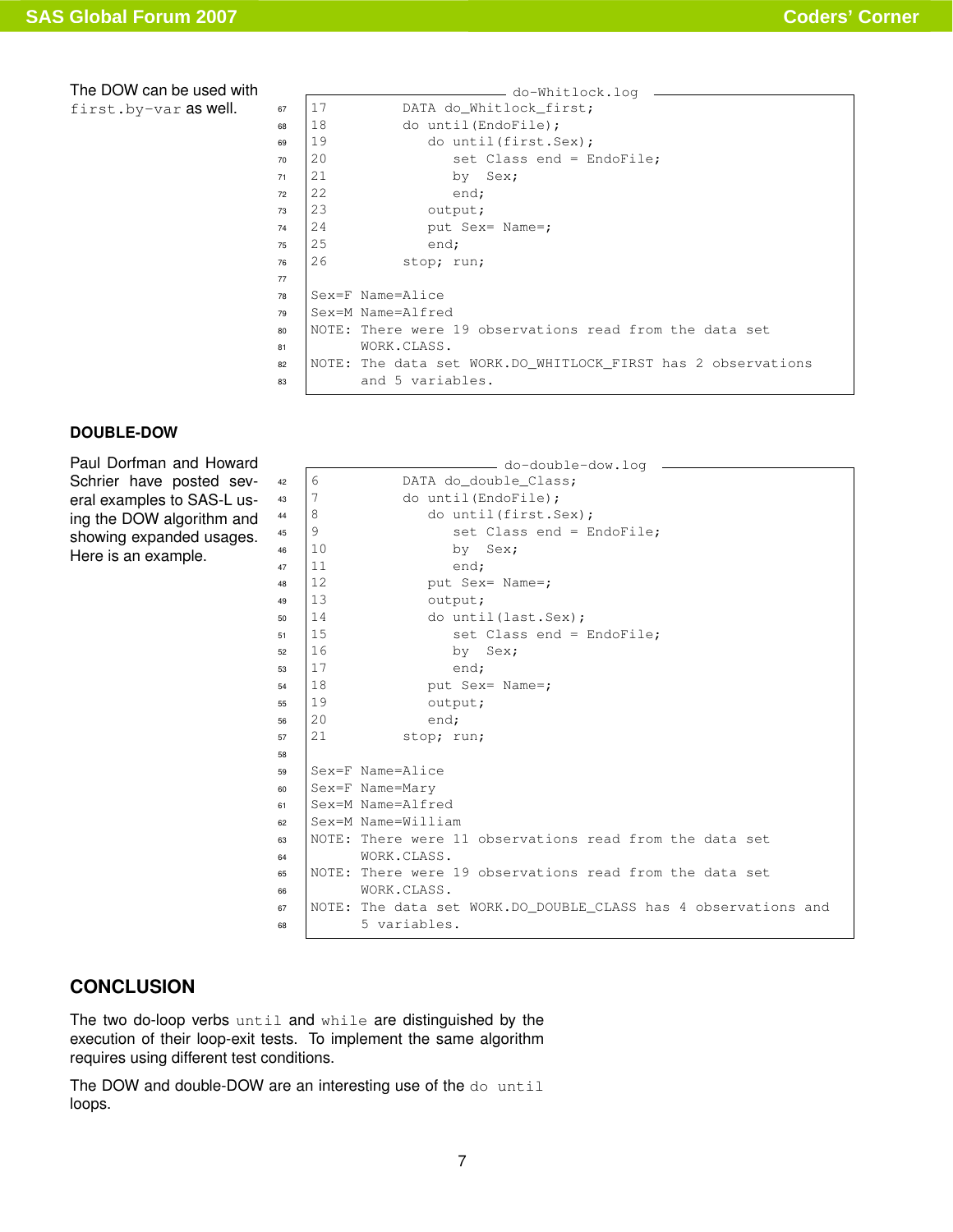The DOW can be used with `first.by-var` as well.

```
                                do-Whitlock.log
67  17        DATA do_Whitlock_first;
68  18        do until(EndoFile);
69  19           do until(first.Sex);
70  20              set Class end = EndoFile;
71  21              by  Sex;
72  22              end;
73  23           output;
74  24           put Sex= Name=;
75  25           end;
76  26        stop; run;
77
78  Sex=F Name=Alice
79  Sex=M Name=Alfred
80  NOTE: There were 19 observations read from the data set
81        WORK.CLASS.
82  NOTE: The data set WORK.DO_WHITLOCK_FIRST has 2 observations
83        and 5 variables.
```

### DOUBLE-DOW

Paul Dorfman and Howard Schrier have posted several examples to SAS-L using the DOW algorithm and showing expanded usages. Here is an example.

```
                                do-double-dow.log
42  6         DATA do_double_Class;
43  7         do until(EndoFile);
44  8            do until(first.Sex);
45  9               set Class end = EndoFile;
46  10              by  Sex;
47  11              end;
48  12           put Sex= Name=;
49  13           output;
50  14           do until(last.Sex);
51  15              set Class end = EndoFile;
52  16              by  Sex;
53  17              end;
54  18           put Sex= Name=;
55  19           output;
56  20           end;
57  21        stop; run;
58
59  Sex=F Name=Alice
60  Sex=F Name=Mary
61  Sex=M Name=Alfred
62  Sex=M Name=William
63  NOTE: There were 11 observations read from the data set
64        WORK.CLASS.
65  NOTE: There were 19 observations read from the data set
66        WORK.CLASS.
67  NOTE: The data set WORK.DO_DOUBLE_CLASS has 4 observations and
68        5 variables.
```

## CONCLUSION

The two do-loop verbs `until` and `while` are distinguished by the execution of their loop-exit tests. To implement the same algorithm requires using different test conditions.

The DOW and double-DOW are an interesting use of the `do until` loops.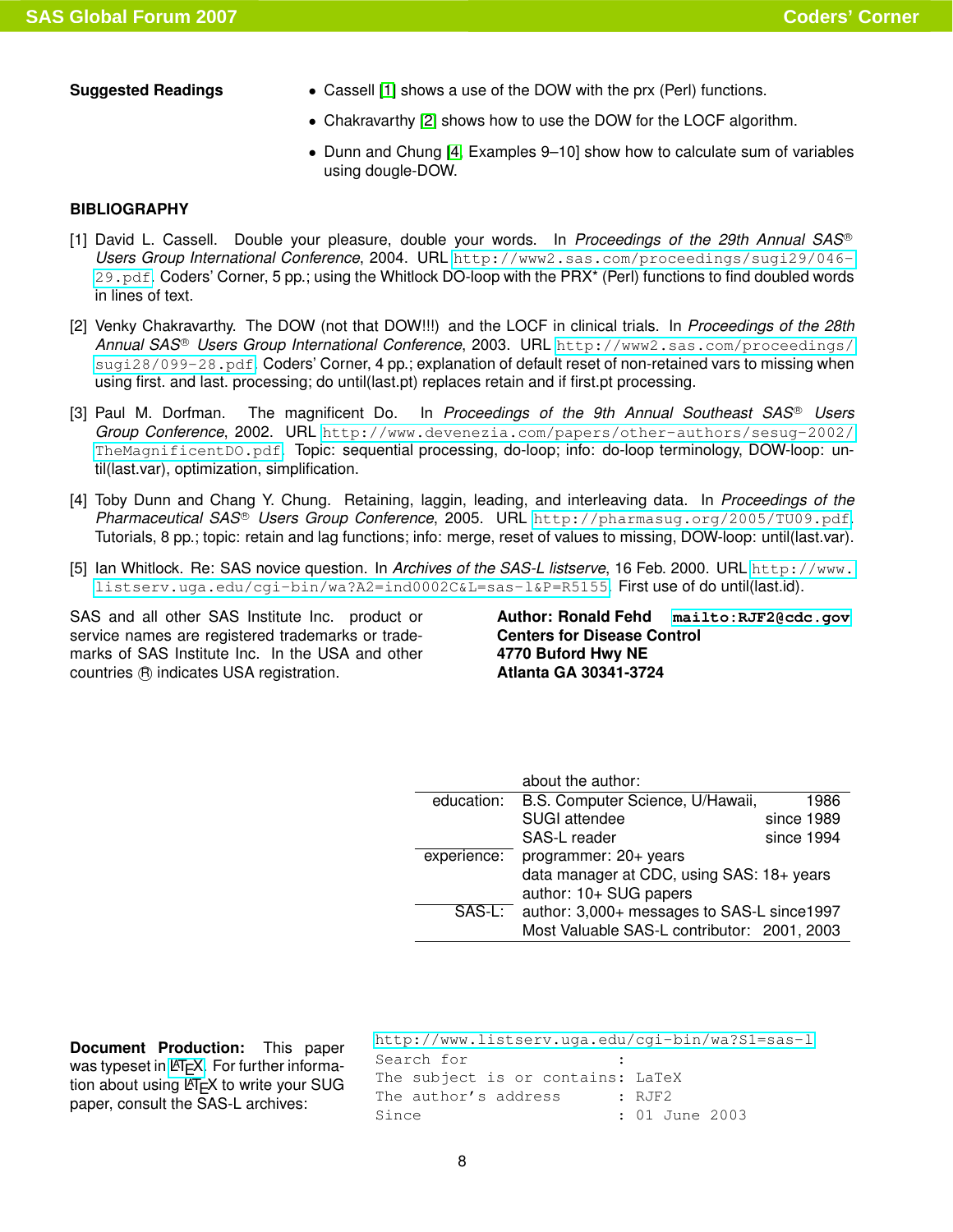**Suggested Readings**

- Cassell [1] shows a use of the DOW with the prx (Perl) functions.
- Chakravarthy [2] shows how to use the DOW for the LOCF algorithm.
- Dunn and Chung [4, Examples 9–10] show how to calculate sum of variables using dougle-DOW.

## BIBLIOGRAPHY

[1] David L. Cassell. Double your pleasure, double your words. In *Proceedings of the 29th Annual SAS® Users Group International Conference*, 2004. URL http://www2.sas.com/proceedings/sugi29/046-29.pdf. Coders' Corner, 5 pp.; using the Whitlock DO-loop with the PRX* (Perl) functions to find doubled words in lines of text.

[2] Venky Chakravarthy. The DOW (not that DOW!!!) and the LOCF in clinical trials. In *Proceedings of the 28th Annual SAS® Users Group International Conference*, 2003. URL http://www2.sas.com/proceedings/sugi28/099-28.pdf. Coders' Corner, 4 pp.; explanation of default reset of non-retained vars to missing when using first. and last. processing; do until(last.pt) replaces retain and if first.pt processing.

[3] Paul M. Dorfman. The magnificent Do. In *Proceedings of the 9th Annual Southeast SAS® Users Group Conference*, 2002. URL http://www.devenezia.com/papers/other-authors/sesug-2002/TheMagnificentDO.pdf. Topic: sequential processing, do-loop; info: do-loop terminology, DOW-loop: until(last.var), optimization, simplification.

[4] Toby Dunn and Chang Y. Chung. Retaining, laggin, leading, and interleaving data. In *Proceedings of the Pharmaceutical SAS® Users Group Conference*, 2005. URL http://pharmasug.org/2005/TU09.pdf. Tutorials, 8 pp.; topic: retain and lag functions; info: merge, reset of values to missing, DOW-loop: until(last.var).

[5] Ian Whitlock. Re: SAS novice question. In *Archives of the SAS-L listserve*, 16 Feb. 2000. URL http://www.listserv.uga.edu/cgi-bin/wa?A2=ind0002C&L=sas-l&P=R5155. First use of do until(last.id).

SAS and all other SAS Institute Inc. product or service names are registered trademarks or trademarks of SAS Institute Inc. In the USA and other countries ® indicates USA registration.

**Author: Ronald Fehd** **mailto:RJF2@cdc.gov**
**Centers for Disease Control**
**4770 Buford Hwy NE**
**Atlanta GA 30341-3724**

| | about the author: | |
|---|---|---|
| education: | B.S. Computer Science, U/Hawaii, | 1986 |
| | SUGI attendee | since 1989 |
| | SAS-L reader | since 1994 |
| experience: | programmer: 20+ years | |
| | data manager at CDC, using SAS: 18+ years | |
| | author: 10+ SUG papers | |
| SAS-L: | author: 3,000+ messages to SAS-L since1997 | |
| | Most Valuable SAS-L contributor: | 2001, 2003 |

**Document Production:** This paper was typeset in LaTeX. For further information about using LaTeX to write your SUG paper, consult the SAS-L archives:

```
http://www.listserv.uga.edu/cgi-bin/wa?S1=sas-l
Search for                  :
The subject is or contains: LaTeX
The author's address        : RJF2
Since                       : 01 June 2003
```